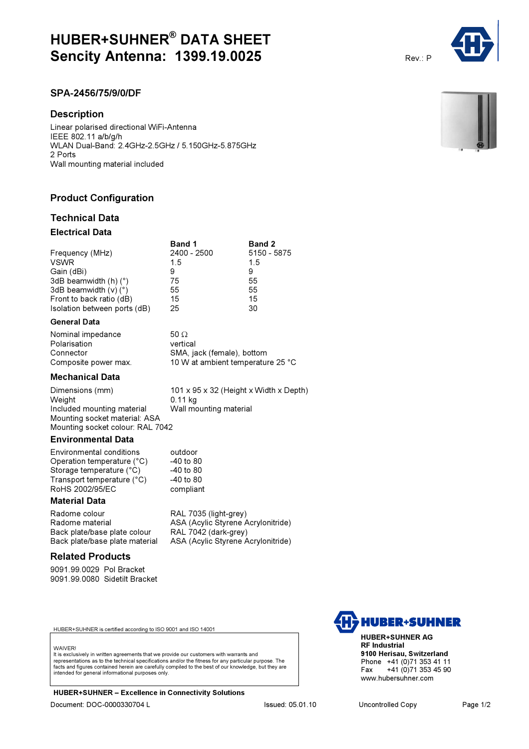# HUBER+SUHNER® DATA SHEET
# Sencity Antenna: 1399.19.0025

Rev.: P

## SPA-2456/75/9/0/DF

## Description

Linear polarised directional WiFi-Antenna
IEEE 802.11 a/b/g/h
WLAN Dual-Band: 2.4GHz-2.5GHz / 5.150GHz-5.875GHz
2 Ports
Wall mounting material included

## Product Configuration

## Technical Data

### Electrical Data

| | Band 1 | Band 2 |
|---|---|---|
| Frequency (MHz) | 2400 - 2500 | 5150 - 5875 |
| VSWR | 1.5 | 1.5 |
| Gain (dBi) | 9 | 9 |
| 3dB beamwidth (h) (°) | 75 | 55 |
| 3dB beamwidth (v) (°) | 55 | 55 |
| Front to back ratio (dB) | 15 | 15 |
| Isolation between ports (dB) | 25 | 30 |

### General Data

| | |
|---|---|
| Nominal impedance | 50 Ω |
| Polarisation | vertical |
| Connector | SMA, jack (female), bottom |
| Composite power max. | 10 W at ambient temperature 25 °C |

### Mechanical Data

| | |
|---|---|
| Dimensions (mm) | 101 x 95 x 32 (Height x Width x Depth) |
| Weight | 0.11 kg |
| Included mounting material | Wall mounting material |
| Mounting socket material: ASA | |
| Mounting socket colour: RAL 7042 | |

### Environmental Data

| | |
|---|---|
| Environmental conditions | outdoor |
| Operation temperature (°C) | -40 to 80 |
| Storage temperature (°C) | -40 to 80 |
| Transport temperature (°C) | -40 to 80 |
| RoHS 2002/95/EC | compliant |

### Material Data

| | |
|---|---|
| Radome colour | RAL 7035 (light-grey) |
| Radome material | ASA (Acylic Styrene Acrylonitride) |
| Back plate/base plate colour | RAL 7042 (dark-grey) |
| Back plate/base plate material | ASA (Acylic Styrene Acrylonitride) |

## Related Products

9091.99.0029 Pol Bracket
9091.99.0080 Sidetilt Bracket

HUBER+SUHNER is certified according to ISO 9001 and ISO 14001

WAIVER!
It is exclusively in written agreements that we provide our customers with warrants and representations as to the technical specifications and/or the fitness for any particular purpose. The facts and figures contained herein are carefully compiled to the best of our knowledge, but they are intended for general informational purposes only.

**HUBER+SUHNER – Excellence in Connectivity Solutions**

**HUBER+SUHNER AG**
**RF Industrial**
**9100 Herisau, Switzerland**
Phone +41 (0)71 353 41 11
Fax +41 (0)71 353 45 90
www.hubersuhner.com

Document: DOC-0000330704 L Issued: 05.01.10 Uncontrolled Copy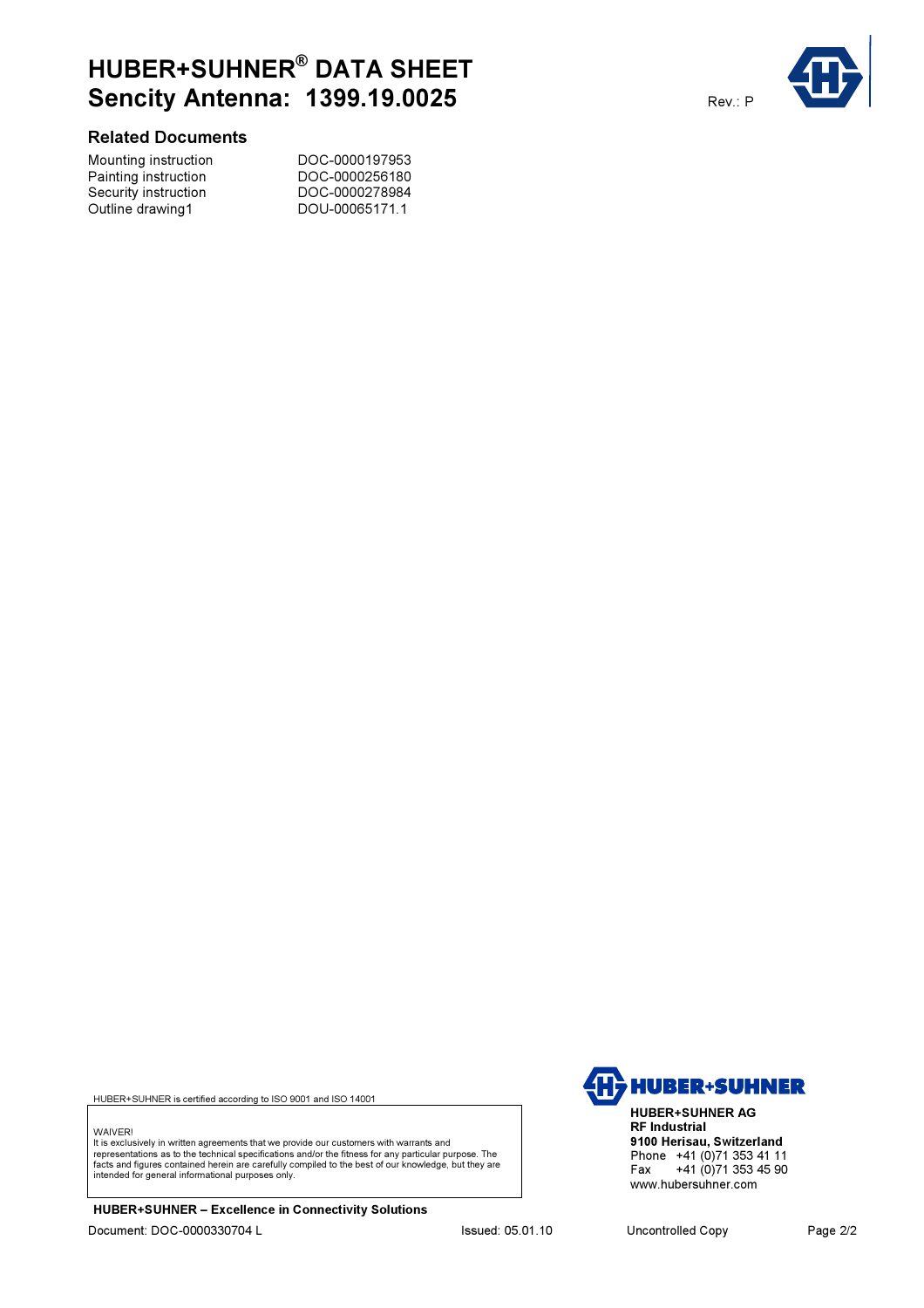## Related Documents

| | |
|---|---|
| Mounting instruction | DOC-0000197953 |
| Painting instruction | DOC-0000256180 |
| Security instruction | DOC-0000278984 |
| Outline drawing1 | DOU-00065171.1 |

HUBER+SUHNER is certified according to ISO 9001 and ISO 14001

WAIVER!
It is exclusively in written agreements that we provide our customers with warrants and representations as to the technical specifications and/or the fitness for any particular purpose. The facts and figures contained herein are carefully compiled to the best of our knowledge, but they are intended for general informational purposes only.

**HUBER+SUHNER – Excellence in Connectivity Solutions**

**HUBER+SUHNER AG**
**RF Industrial**
**9100 Herisau, Switzerland**
Phone +41 (0)71 353 41 11
Fax +41 (0)71 353 45 90
www.hubersuhner.com

Document: DOC-0000330704 L  Issued: 05.01.10  Uncontrolled Copy